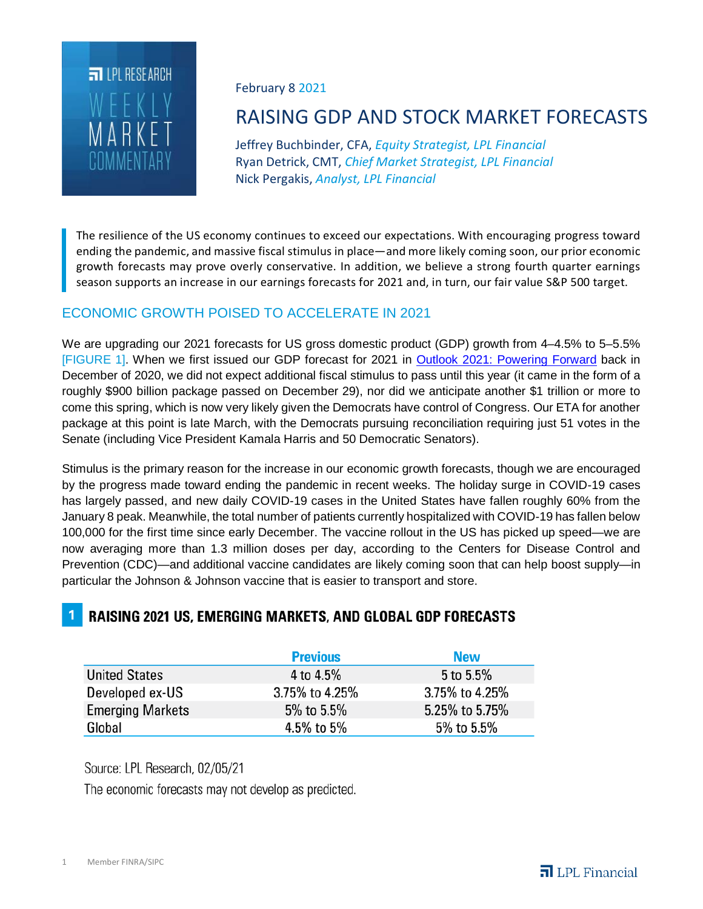LPL RESEARCH WEEKLY MARKET COMMENTARY

February 8 2021

# RAISING GDP AND STOCK MARKET FORECASTS

Jeffrey Buchbinder, CFA, *Equity Strategist, LPL Financial*
Ryan Detrick, CMT, *Chief Market Strategist, LPL Financial*
Nick Pergakis, *Analyst, LPL Financial*

> The resilience of the US economy continues to exceed our expectations. With encouraging progress toward ending the pandemic, and massive fiscal stimulus in place—and more likely coming soon, our prior economic growth forecasts may prove overly conservative. In addition, we believe a strong fourth quarter earnings season supports an increase in our earnings forecasts for 2021 and, in turn, our fair value S&P 500 target.

## ECONOMIC GROWTH POISED TO ACCELERATE IN 2021

We are upgrading our 2021 forecasts for US gross domestic product (GDP) growth from 4–4.5% to 5–5.5% [FIGURE 1]. When we first issued our GDP forecast for 2021 in Outlook 2021: Powering Forward back in December of 2020, we did not expect additional fiscal stimulus to pass until this year (it came in the form of a roughly $900 billion package passed on December 29), nor did we anticipate another $1 trillion or more to come this spring, which is now very likely given the Democrats have control of Congress. Our ETA for another package at this point is late March, with the Democrats pursuing reconciliation requiring just 51 votes in the Senate (including Vice President Kamala Harris and 50 Democratic Senators).

Stimulus is the primary reason for the increase in our economic growth forecasts, though we are encouraged by the progress made toward ending the pandemic in recent weeks. The holiday surge in COVID-19 cases has largely passed, and new daily COVID-19 cases in the United States have fallen roughly 60% from the January 8 peak. Meanwhile, the total number of patients currently hospitalized with COVID-19 has fallen below 100,000 for the first time since early December. The vaccine rollout in the US has picked up speed—we are now averaging more than 1.3 million doses per day, according to the Centers for Disease Control and Prevention (CDC)—and additional vaccine candidates are likely coming soon that can help boost supply—in particular the Johnson & Johnson vaccine that is easier to transport and store.

### 1 RAISING 2021 US, EMERGING MARKETS, AND GLOBAL GDP FORECASTS

| | Previous | New |
|---|---|---|
| United States | 4 to 4.5% | 5 to 5.5% |
| Developed ex-US | 3.75% to 4.25% | 3.75% to 4.25% |
| Emerging Markets | 5% to 5.5% | 5.25% to 5.75% |
| Global | 4.5% to 5% | 5% to 5.5% |

Source: LPL Research, 02/05/21

The economic forecasts may not develop as predicted.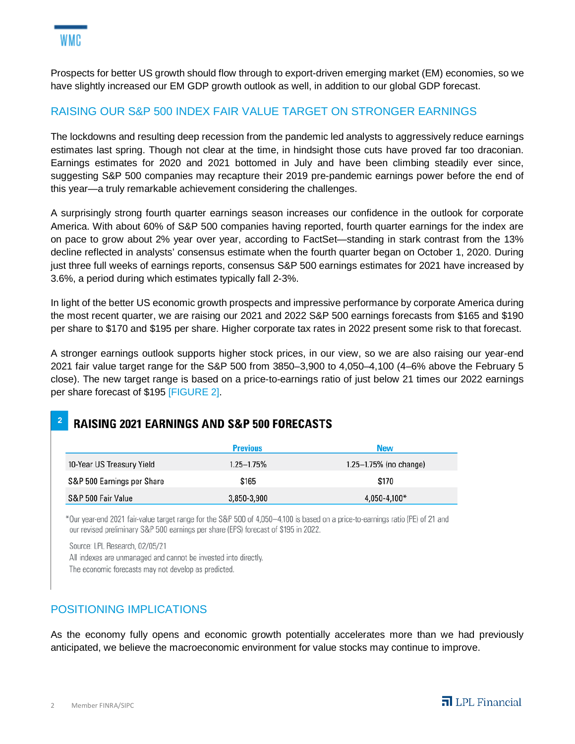Prospects for better US growth should flow through to export-driven emerging market (EM) economies, so we have slightly increased our EM GDP growth outlook as well, in addition to our global GDP forecast.

## RAISING OUR S&P 500 INDEX FAIR VALUE TARGET ON STRONGER EARNINGS

The lockdowns and resulting deep recession from the pandemic led analysts to aggressively reduce earnings estimates last spring. Though not clear at the time, in hindsight those cuts have proved far too draconian. Earnings estimates for 2020 and 2021 bottomed in July and have been climbing steadily ever since, suggesting S&P 500 companies may recapture their 2019 pre-pandemic earnings power before the end of this year—a truly remarkable achievement considering the challenges.

A surprisingly strong fourth quarter earnings season increases our confidence in the outlook for corporate America. With about 60% of S&P 500 companies having reported, fourth quarter earnings for the index are on pace to grow about 2% year over year, according to FactSet—standing in stark contrast from the 13% decline reflected in analysts' consensus estimate when the fourth quarter began on October 1, 2020. During just three full weeks of earnings reports, consensus S&P 500 earnings estimates for 2021 have increased by 3.6%, a period during which estimates typically fall 2-3%.

In light of the better US economic growth prospects and impressive performance by corporate America during the most recent quarter, we are raising our 2021 and 2022 S&P 500 earnings forecasts from $165 and $190 per share to $170 and $195 per share. Higher corporate tax rates in 2022 present some risk to that forecast.

A stronger earnings outlook supports higher stock prices, in our view, so we are also raising our year-end 2021 fair value target range for the S&P 500 from 3850–3,900 to 4,050–4,100 (4–6% above the February 5 close). The new target range is based on a price-to-earnings ratio of just below 21 times our 2022 earnings per share forecast of $195 [FIGURE 2].

### 2 RAISING 2021 EARNINGS AND S&P 500 FORECASTS

| | Previous | New |
|---|---|---|
| 10-Year US Treasury Yield | 1.25–1.75% | 1.25–1.75% (no change) |
| S&P 500 Earnings per Share | $165 | $170 |
| S&P 500 Fair Value | 3,850-3,900 | 4,050-4,100* |

*Our year-end 2021 fair-value target range for the S&P 500 of 4,050–4,100 is based on a price-to-earnings ratio (PE) of 21 and our revised preliminary S&P 500 earnings per share (EPS) forecast of $195 in 2022.

Source: LPL Research, 02/05/21

All indexes are unmanaged and cannot be invested into directly.

The economic forecasts may not develop as predicted.

## POSITIONING IMPLICATIONS

As the economy fully opens and economic growth potentially accelerates more than we had previously anticipated, we believe the macroeconomic environment for value stocks may continue to improve.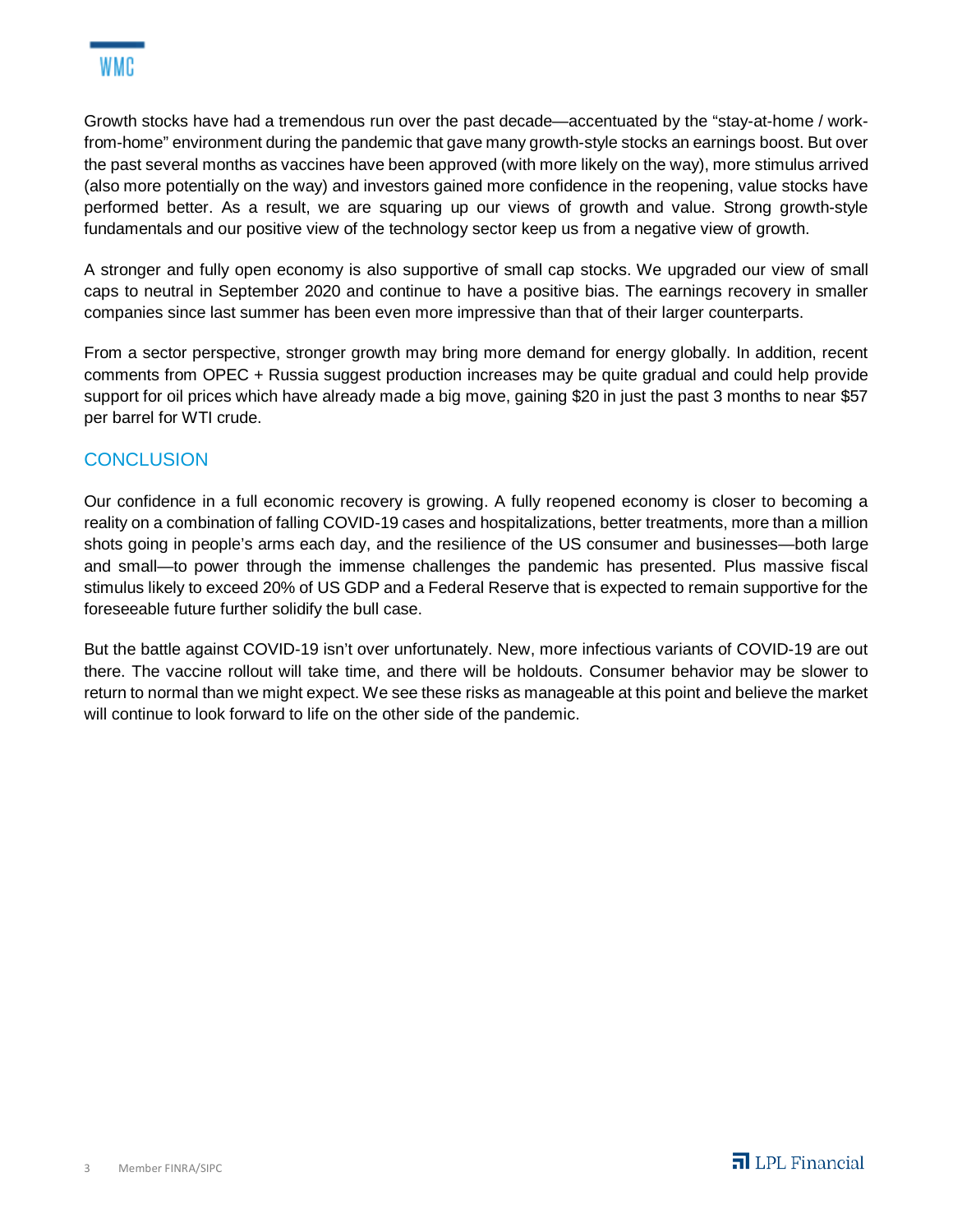Growth stocks have had a tremendous run over the past decade—accentuated by the "stay-at-home / work-from-home" environment during the pandemic that gave many growth-style stocks an earnings boost. But over the past several months as vaccines have been approved (with more likely on the way), more stimulus arrived (also more potentially on the way) and investors gained more confidence in the reopening, value stocks have performed better. As a result, we are squaring up our views of growth and value. Strong growth-style fundamentals and our positive view of the technology sector keep us from a negative view of growth.

A stronger and fully open economy is also supportive of small cap stocks. We upgraded our view of small caps to neutral in September 2020 and continue to have a positive bias. The earnings recovery in smaller companies since last summer has been even more impressive than that of their larger counterparts.

From a sector perspective, stronger growth may bring more demand for energy globally. In addition, recent comments from OPEC + Russia suggest production increases may be quite gradual and could help provide support for oil prices which have already made a big move, gaining $20 in just the past 3 months to near $57 per barrel for WTI crude.

## CONCLUSION

Our confidence in a full economic recovery is growing. A fully reopened economy is closer to becoming a reality on a combination of falling COVID-19 cases and hospitalizations, better treatments, more than a million shots going in people's arms each day, and the resilience of the US consumer and businesses—both large and small—to power through the immense challenges the pandemic has presented. Plus massive fiscal stimulus likely to exceed 20% of US GDP and a Federal Reserve that is expected to remain supportive for the foreseeable future further solidify the bull case.

But the battle against COVID-19 isn't over unfortunately. New, more infectious variants of COVID-19 are out there. The vaccine rollout will take time, and there will be holdouts. Consumer behavior may be slower to return to normal than we might expect. We see these risks as manageable at this point and believe the market will continue to look forward to life on the other side of the pandemic.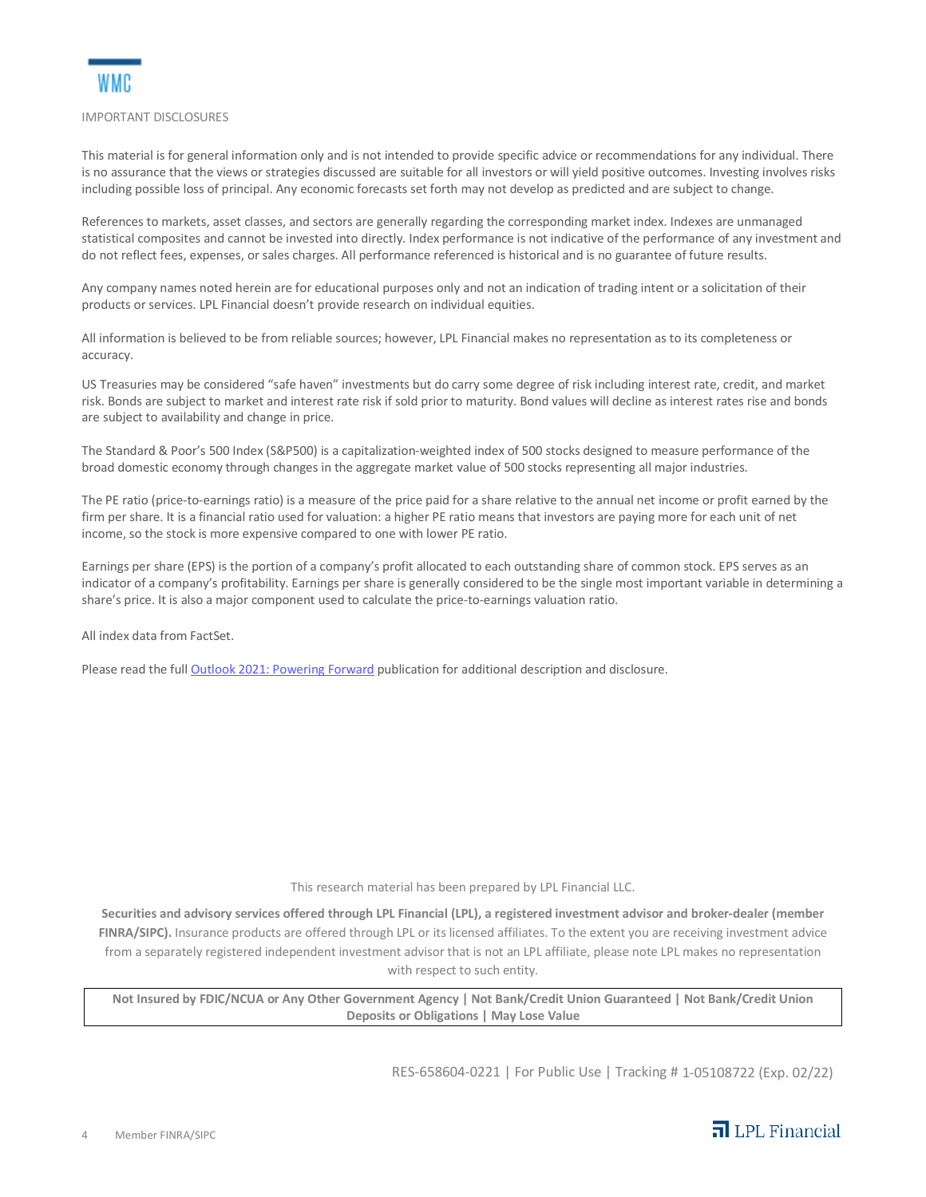IMPORTANT DISCLOSURES

This material is for general information only and is not intended to provide specific advice or recommendations for any individual. There is no assurance that the views or strategies discussed are suitable for all investors or will yield positive outcomes. Investing involves risks including possible loss of principal. Any economic forecasts set forth may not develop as predicted and are subject to change.

References to markets, asset classes, and sectors are generally regarding the corresponding market index. Indexes are unmanaged statistical composites and cannot be invested into directly. Index performance is not indicative of the performance of any investment and do not reflect fees, expenses, or sales charges. All performance referenced is historical and is no guarantee of future results.

Any company names noted herein are for educational purposes only and not an indication of trading intent or a solicitation of their products or services. LPL Financial doesn't provide research on individual equities.

All information is believed to be from reliable sources; however, LPL Financial makes no representation as to its completeness or accuracy.

US Treasuries may be considered "safe haven" investments but do carry some degree of risk including interest rate, credit, and market risk. Bonds are subject to market and interest rate risk if sold prior to maturity. Bond values will decline as interest rates rise and bonds are subject to availability and change in price.

The Standard & Poor's 500 Index (S&P500) is a capitalization-weighted index of 500 stocks designed to measure performance of the broad domestic economy through changes in the aggregate market value of 500 stocks representing all major industries.

The PE ratio (price-to-earnings ratio) is a measure of the price paid for a share relative to the annual net income or profit earned by the firm per share. It is a financial ratio used for valuation: a higher PE ratio means that investors are paying more for each unit of net income, so the stock is more expensive compared to one with lower PE ratio.

Earnings per share (EPS) is the portion of a company's profit allocated to each outstanding share of common stock. EPS serves as an indicator of a company's profitability. Earnings per share is generally considered to be the single most important variable in determining a share's price. It is also a major component used to calculate the price-to-earnings valuation ratio.

All index data from FactSet.

Please read the full Outlook 2021: Powering Forward publication for additional description and disclosure.

This research material has been prepared by LPL Financial LLC.

**Securities and advisory services offered through LPL Financial (LPL), a registered investment advisor and broker-dealer (member FINRA/SIPC).** Insurance products are offered through LPL or its licensed affiliates. To the extent you are receiving investment advice from a separately registered independent investment advisor that is not an LPL affiliate, please note LPL makes no representation with respect to such entity.

**Not Insured by FDIC/NCUA or Any Other Government Agency | Not Bank/Credit Union Guaranteed | Not Bank/Credit Union Deposits or Obligations | May Lose Value**

RES-658604-0221 | For Public Use | Tracking # 1-05108722 (Exp. 02/22)

Member FINRA/SIPC